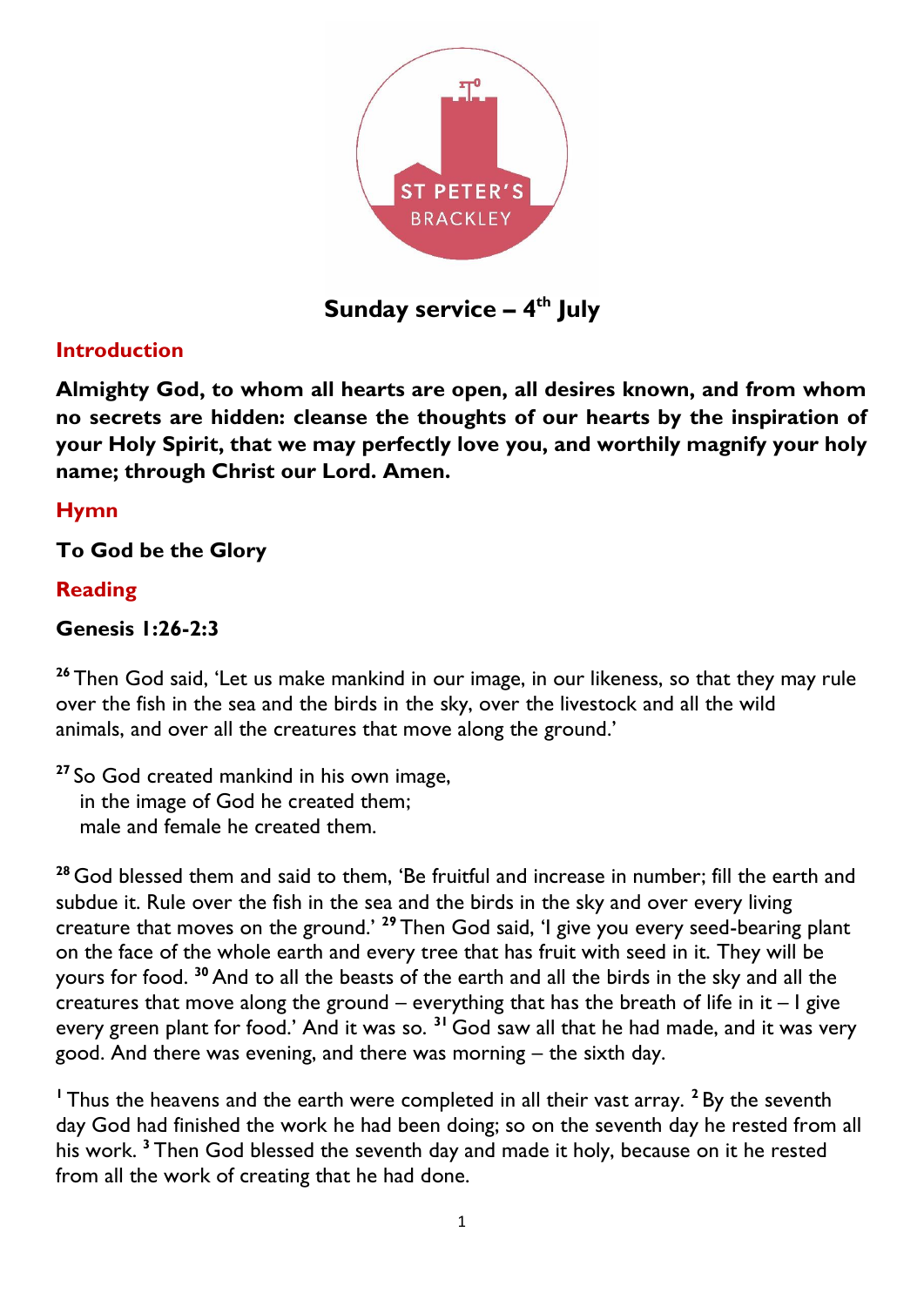ST PETER'S BRACKLEY

# Sunday service – 4th July

## Introduction

**Almighty God, to whom all hearts are open, all desires known, and from whom no secrets are hidden: cleanse the thoughts of our hearts by the inspiration of your Holy Spirit, that we may perfectly love you, and worthily magnify your holy name; through Christ our Lord. Amen.**

## Hymn

**To God be the Glory**

## Reading

**Genesis 1:26-2:3**

[26] Then God said, 'Let us make mankind in our image, in our likeness, so that they may rule over the fish in the sea and the birds in the sky, over the livestock and all the wild animals, and over all the creatures that move along the ground.'

[27] So God created mankind in his own image,
in the image of God he created them;
male and female he created them.

[28] God blessed them and said to them, 'Be fruitful and increase in number; fill the earth and subdue it. Rule over the fish in the sea and the birds in the sky and over every living creature that moves on the ground.' [29] Then God said, 'I give you every seed-bearing plant on the face of the whole earth and every tree that has fruit with seed in it. They will be yours for food. [30] And to all the beasts of the earth and all the birds in the sky and all the creatures that move along the ground – everything that has the breath of life in it – I give every green plant for food.' And it was so. [31] God saw all that he had made, and it was very good. And there was evening, and there was morning – the sixth day.

[1] Thus the heavens and the earth were completed in all their vast array. [2] By the seventh day God had finished the work he had been doing; so on the seventh day he rested from all his work. [3] Then God blessed the seventh day and made it holy, because on it he rested from all the work of creating that he had done.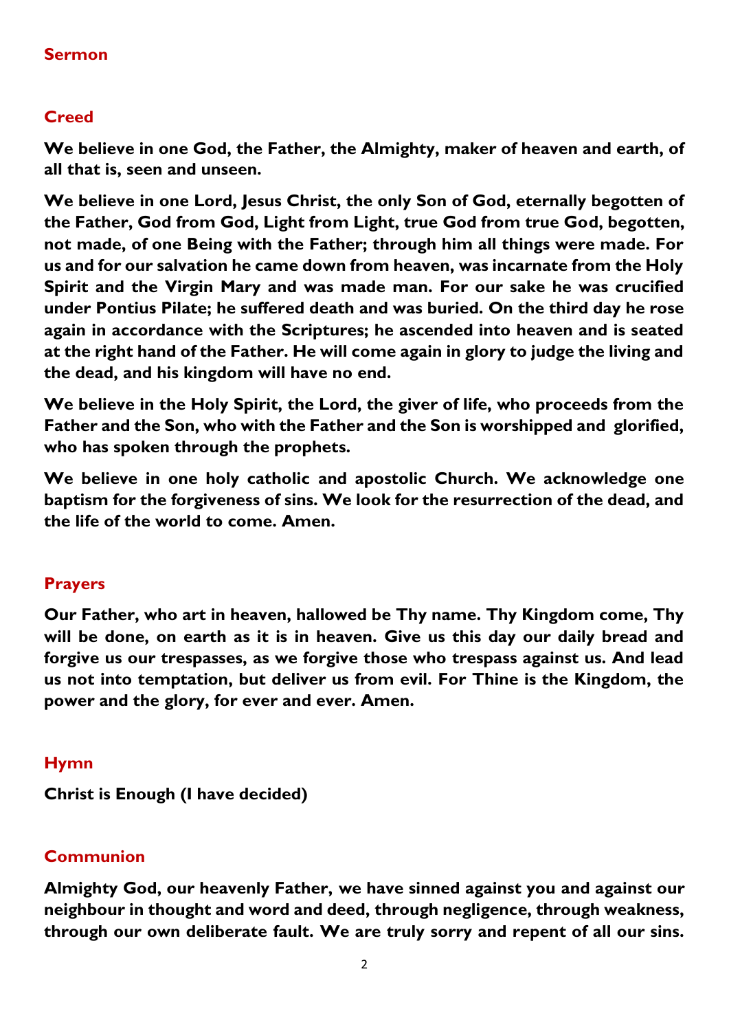## Sermon

## Creed

**We believe in one God, the Father, the Almighty, maker of heaven and earth, of all that is, seen and unseen.**

**We believe in one Lord, Jesus Christ, the only Son of God, eternally begotten of the Father, God from God, Light from Light, true God from true God, begotten, not made, of one Being with the Father; through him all things were made. For us and for our salvation he came down from heaven, was incarnate from the Holy Spirit and the Virgin Mary and was made man. For our sake he was crucified under Pontius Pilate; he suffered death and was buried. On the third day he rose again in accordance with the Scriptures; he ascended into heaven and is seated at the right hand of the Father. He will come again in glory to judge the living and the dead, and his kingdom will have no end.**

**We believe in the Holy Spirit, the Lord, the giver of life, who proceeds from the Father and the Son, who with the Father and the Son is worshipped and glorified, who has spoken through the prophets.**

**We believe in one holy catholic and apostolic Church. We acknowledge one baptism for the forgiveness of sins. We look for the resurrection of the dead, and the life of the world to come. Amen.**

## Prayers

**Our Father, who art in heaven, hallowed be Thy name. Thy Kingdom come, Thy will be done, on earth as it is in heaven. Give us this day our daily bread and forgive us our trespasses, as we forgive those who trespass against us. And lead us not into temptation, but deliver us from evil. For Thine is the Kingdom, the power and the glory, for ever and ever. Amen.**

## Hymn

**Christ is Enough (I have decided)**

## Communion

**Almighty God, our heavenly Father, we have sinned against you and against our neighbour in thought and word and deed, through negligence, through weakness, through our own deliberate fault. We are truly sorry and repent of all our sins.**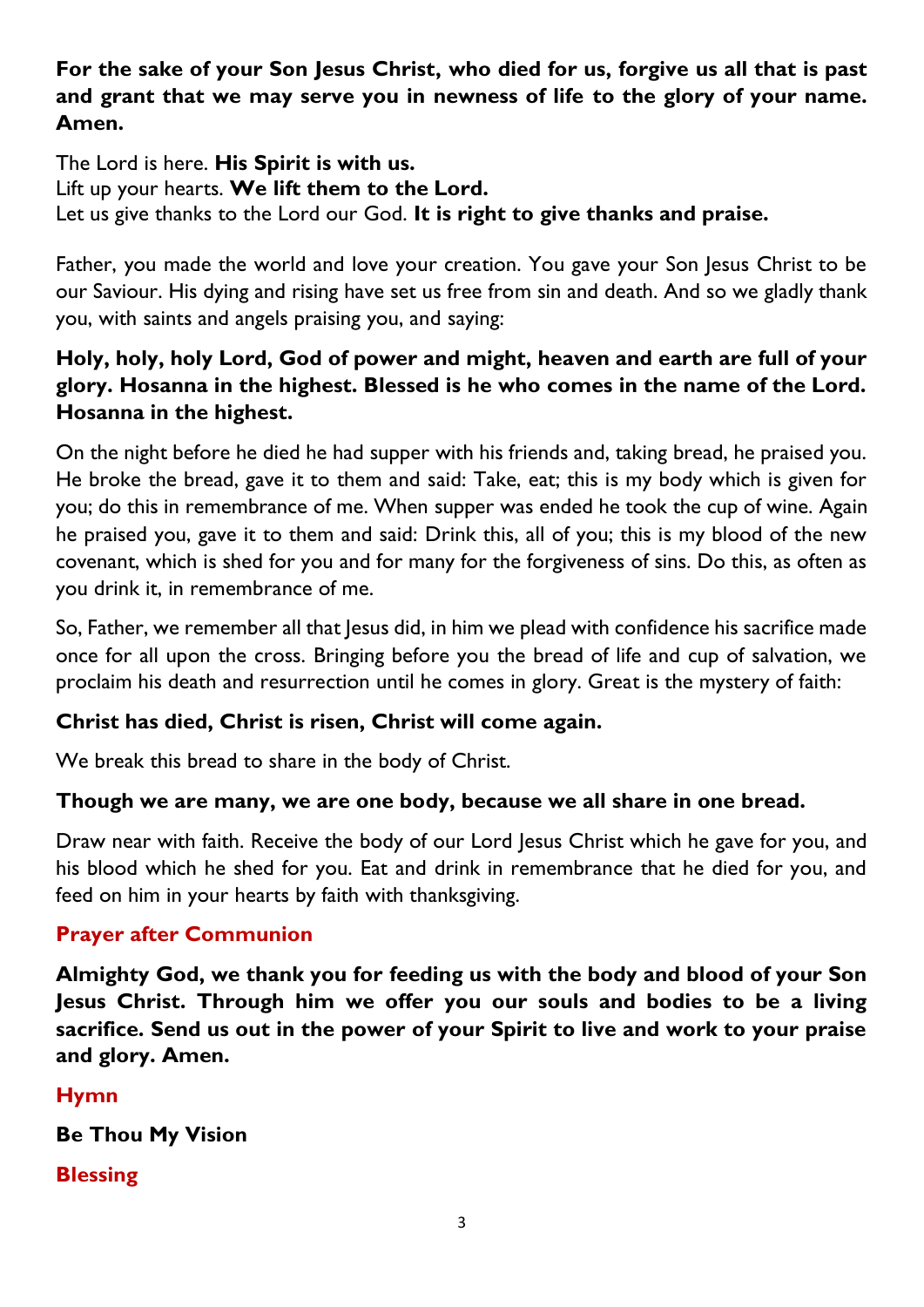**For the sake of your Son Jesus Christ, who died for us, forgive us all that is past and grant that we may serve you in newness of life to the glory of your name. Amen.**

The Lord is here. **His Spirit is with us.**
Lift up your hearts. **We lift them to the Lord.**
Let us give thanks to the Lord our God. **It is right to give thanks and praise.**

Father, you made the world and love your creation. You gave your Son Jesus Christ to be our Saviour. His dying and rising have set us free from sin and death. And so we gladly thank you, with saints and angels praising you, and saying:

**Holy, holy, holy Lord, God of power and might, heaven and earth are full of your glory. Hosanna in the highest. Blessed is he who comes in the name of the Lord. Hosanna in the highest.**

On the night before he died he had supper with his friends and, taking bread, he praised you. He broke the bread, gave it to them and said: Take, eat; this is my body which is given for you; do this in remembrance of me. When supper was ended he took the cup of wine. Again he praised you, gave it to them and said: Drink this, all of you; this is my blood of the new covenant, which is shed for you and for many for the forgiveness of sins. Do this, as often as you drink it, in remembrance of me.

So, Father, we remember all that Jesus did, in him we plead with confidence his sacrifice made once for all upon the cross. Bringing before you the bread of life and cup of salvation, we proclaim his death and resurrection until he comes in glory. Great is the mystery of faith:

**Christ has died, Christ is risen, Christ will come again.**

We break this bread to share in the body of Christ.

**Though we are many, we are one body, because we all share in one bread.**

Draw near with faith. Receive the body of our Lord Jesus Christ which he gave for you, and his blood which he shed for you. Eat and drink in remembrance that he died for you, and feed on him in your hearts by faith with thanksgiving.

## Prayer after Communion

**Almighty God, we thank you for feeding us with the body and blood of your Son Jesus Christ. Through him we offer you our souls and bodies to be a living sacrifice. Send us out in the power of your Spirit to live and work to your praise and glory. Amen.**

## Hymn

**Be Thou My Vision**

## Blessing